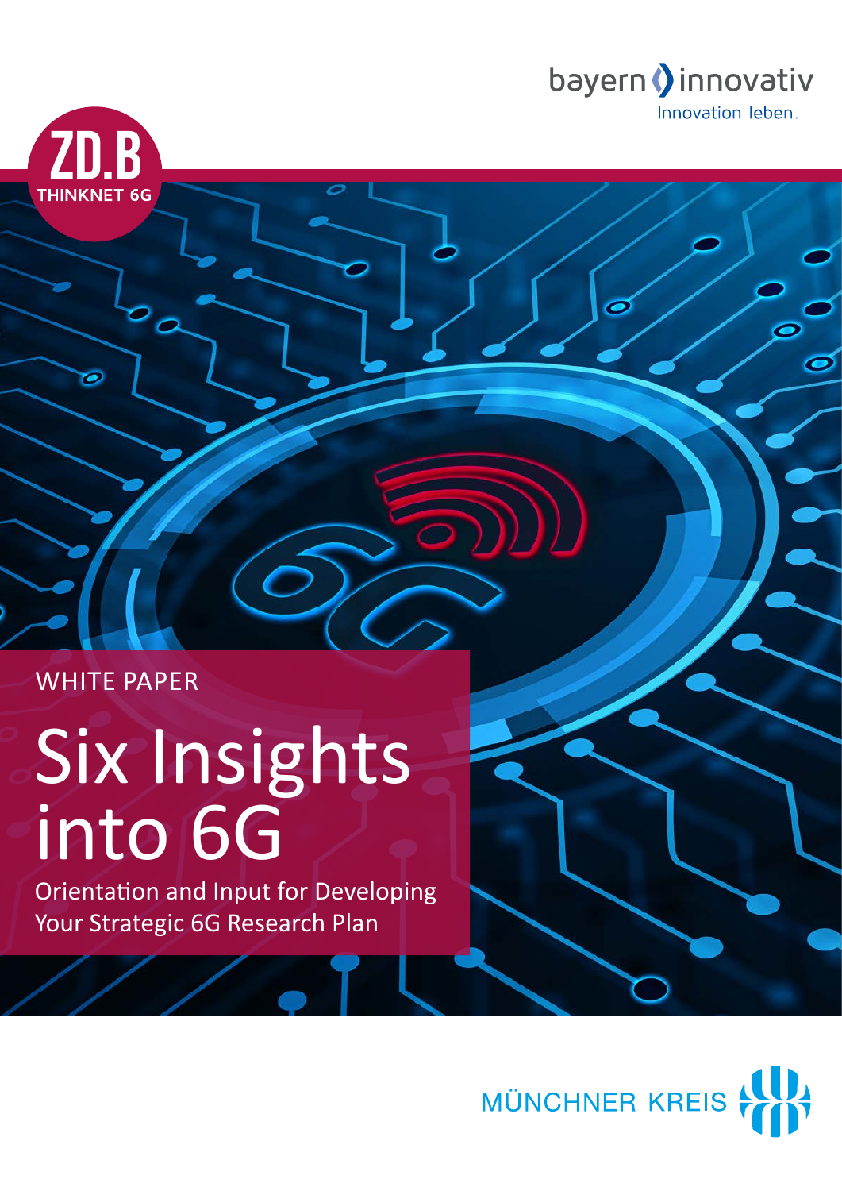bayern innovativ

Innovation leben.

ZD.B

THINKNET 6G

WHITE PAPER

# Six Insights into 6G

Orientation and Input for Developing Your Strategic 6G Research Plan

MÜNCHNER KREIS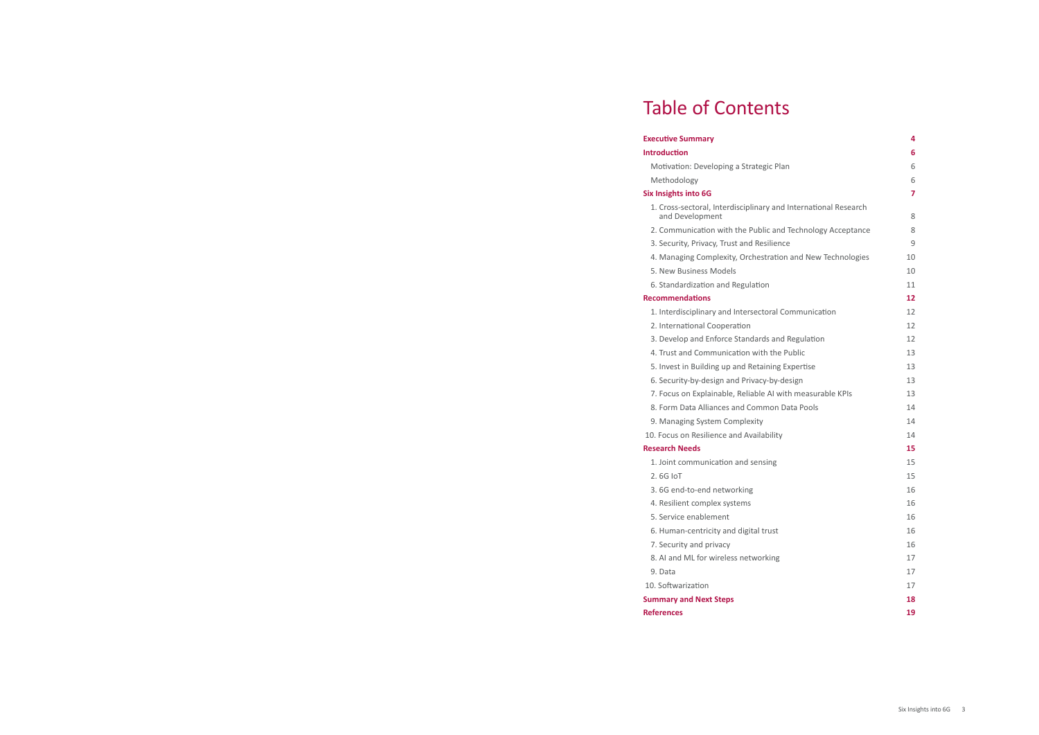# Table of Contents

| | |
|---|---|
| **Executive Summary** | **4** |
| **Introduction** | **6** |
| Motivation: Developing a Strategic Plan | 6 |
| Methodology | 6 |
| **Six Insights into 6G** | **7** |
| 1. Cross-sectoral, Interdisciplinary and International Research and Development | 8 |
| 2. Communication with the Public and Technology Acceptance | 8 |
| 3. Security, Privacy, Trust and Resilience | 9 |
| 4. Managing Complexity, Orchestration and New Technologies | 10 |
| 5. New Business Models | 10 |
| 6. Standardization and Regulation | 11 |
| **Recommendations** | **12** |
| 1. Interdisciplinary and Intersectoral Communication | 12 |
| 2. International Cooperation | 12 |
| 3. Develop and Enforce Standards and Regulation | 12 |
| 4. Trust and Communication with the Public | 13 |
| 5. Invest in Building up and Retaining Expertise | 13 |
| 6. Security-by-design and Privacy-by-design | 13 |
| 7. Focus on Explainable, Reliable AI with measurable KPIs | 13 |
| 8. Form Data Alliances and Common Data Pools | 14 |
| 9. Managing System Complexity | 14 |
| 10. Focus on Resilience and Availability | 14 |
| **Research Needs** | **15** |
| 1. Joint communication and sensing | 15 |
| 2. 6G IoT | 15 |
| 3. 6G end-to-end networking | 16 |
| 4. Resilient complex systems | 16 |
| 5. Service enablement | 16 |
| 6. Human-centricity and digital trust | 16 |
| 7. Security and privacy | 16 |
| 8. AI and ML for wireless networking | 17 |
| 9. Data | 17 |
| 10. Softwarization | 17 |
| **Summary and Next Steps** | **18** |
| **References** | **19** |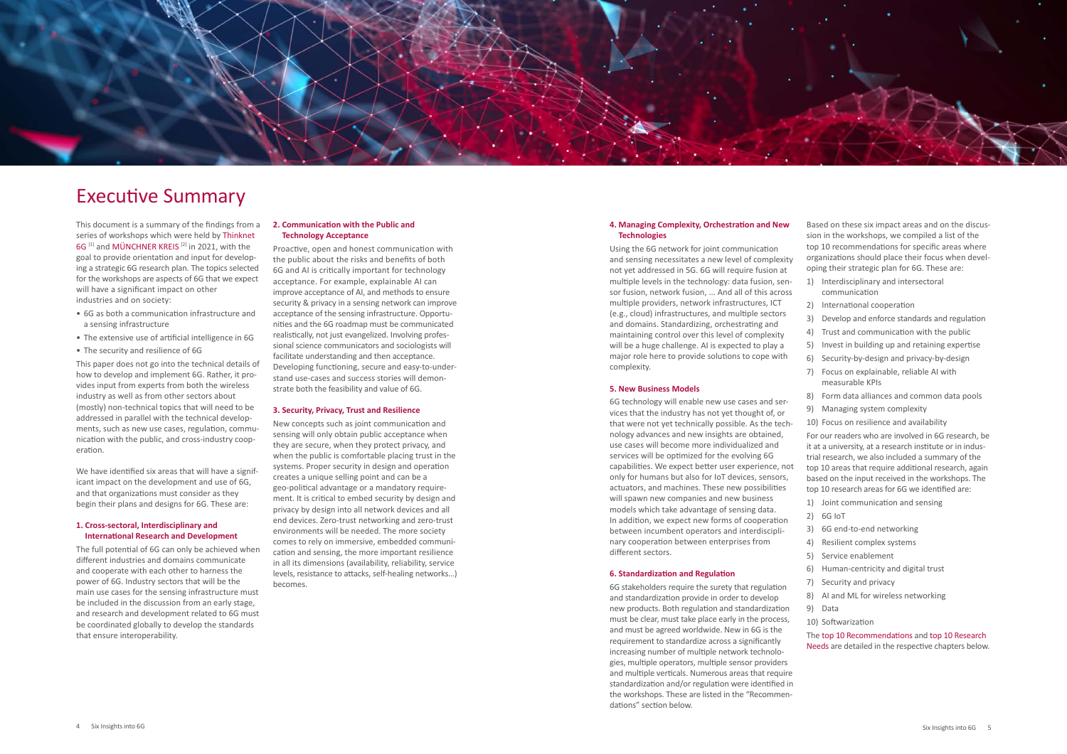# Executive Summary

This document is a summary of the findings from a series of workshops which were held by Thinknet 6G [1] and MÜNCHNER KREIS [2] in 2021, with the goal to provide orientation and input for developing a strategic 6G research plan. The topics selected for the workshops are aspects of 6G that we expect will have a significant impact on other industries and on society:

- 6G as both a communication infrastructure and a sensing infrastructure
- The extensive use of artificial intelligence in 6G
- The security and resilience of 6G

This paper does not go into the technical details of how to develop and implement 6G. Rather, it provides input from experts from both the wireless industry as well as from other sectors about (mostly) non-technical topics that will need to be addressed in parallel with the technical developments, such as new use cases, regulation, communication with the public, and cross-industry cooperation.

We have identified six areas that will have a significant impact on the development and use of 6G, and that organizations must consider as they begin their plans and designs for 6G. These are:

### 1. Cross-sectoral, Interdisciplinary and International Research and Development

The full potential of 6G can only be achieved when different industries and domains communicate and cooperate with each other to harness the power of 6G. Industry sectors that will be the main use cases for the sensing infrastructure must be included in the discussion from an early stage, and research and development related to 6G must be coordinated globally to develop the standards that ensure interoperability.

### 2. Communication with the Public and Technology Acceptance

Proactive, open and honest communication with the public about the risks and benefits of both 6G and AI is critically important for technology acceptance. For example, explainable AI can improve acceptance of AI, and methods to ensure security & privacy in a sensing network can improve acceptance of the sensing infrastructure. Opportunities and the 6G roadmap must be communicated realistically, not just evangelized. Involving professional science communicators and sociologists will facilitate understanding and then acceptance. Developing functioning, secure and easy-to-understand use-cases and success stories will demonstrate both the feasibility and value of 6G.

### 3. Security, Privacy, Trust and Resilience

New concepts such as joint communication and sensing will only obtain public acceptance when they are secure, when they protect privacy, and when the public is comfortable placing trust in the systems. Proper security in design and operation creates a unique selling point and can be a geo-political advantage or a mandatory requirement. It is critical to embed security by design and privacy by design into all network devices and all end devices. Zero-trust networking and zero-trust environments will be needed. The more society comes to rely on immersive, embedded communication and sensing, the more important resilience in all its dimensions (availability, reliability, service levels, resistance to attacks, self-healing networks…) becomes.

### 4. Managing Complexity, Orchestration and New Technologies

Using the 6G network for joint communication and sensing necessitates a new level of complexity not yet addressed in 5G. 6G will require fusion at multiple levels in the technology: data fusion, sensor fusion, network fusion, … And all of this across multiple providers, network infrastructures, ICT (e.g., cloud) infrastructures, and multiple sectors and domains. Standardizing, orchestrating and maintaining control over this level of complexity will be a huge challenge. AI is expected to play a major role here to provide solutions to cope with complexity.

### 5. New Business Models

6G technology will enable new use cases and services that the industry has not yet thought of, or that were not yet technically possible. As the technology advances and new insights are obtained, use cases will become more individualized and services will be optimized for the evolving 6G capabilities. We expect better user experience, not only for humans but also for IoT devices, sensors, actuators, and machines. These new possibilities will spawn new companies and new business models which take advantage of sensing data. In addition, we expect new forms of cooperation between incumbent operators and interdisciplinary cooperation between enterprises from different sectors.

### 6. Standardization and Regulation

6G stakeholders require the surety that regulation and standardization provide in order to develop new products. Both regulation and standardization must be clear, must take place early in the process, and must be agreed worldwide. New in 6G is the requirement to standardize across a significantly increasing number of multiple network technologies, multiple operators, multiple sensor providers and multiple verticals. Numerous areas that require standardization and/or regulation were identified in the workshops. These are listed in the "Recommendations" section below.

Based on these six impact areas and on the discussion in the workshops, we compiled a list of the top 10 recommendations for specific areas where organizations should place their focus when developing their strategic plan for 6G. These are:

1) Interdisciplinary and intersectoral communication
2) International cooperation
3) Develop and enforce standards and regulation
4) Trust and communication with the public
5) Invest in building up and retaining expertise
6) Security-by-design and privacy-by-design
7) Focus on explainable, reliable AI with measurable KPIs
8) Form data alliances and common data pools
9) Managing system complexity
10) Focus on resilience and availability

For our readers who are involved in 6G research, be it at a university, at a research institute or in industrial research, we also included a summary of the top 10 areas that require additional research, again based on the input received in the workshops. The top 10 research areas for 6G we identified are:

1) Joint communication and sensing
2) 6G IoT
3) 6G end-to-end networking
4) Resilient complex systems
5) Service enablement
6) Human-centricity and digital trust
7) Security and privacy
8) AI and ML for wireless networking
9) Data
10) Softwarization

The top 10 Recommendations and top 10 Research Needs are detailed in the respective chapters below.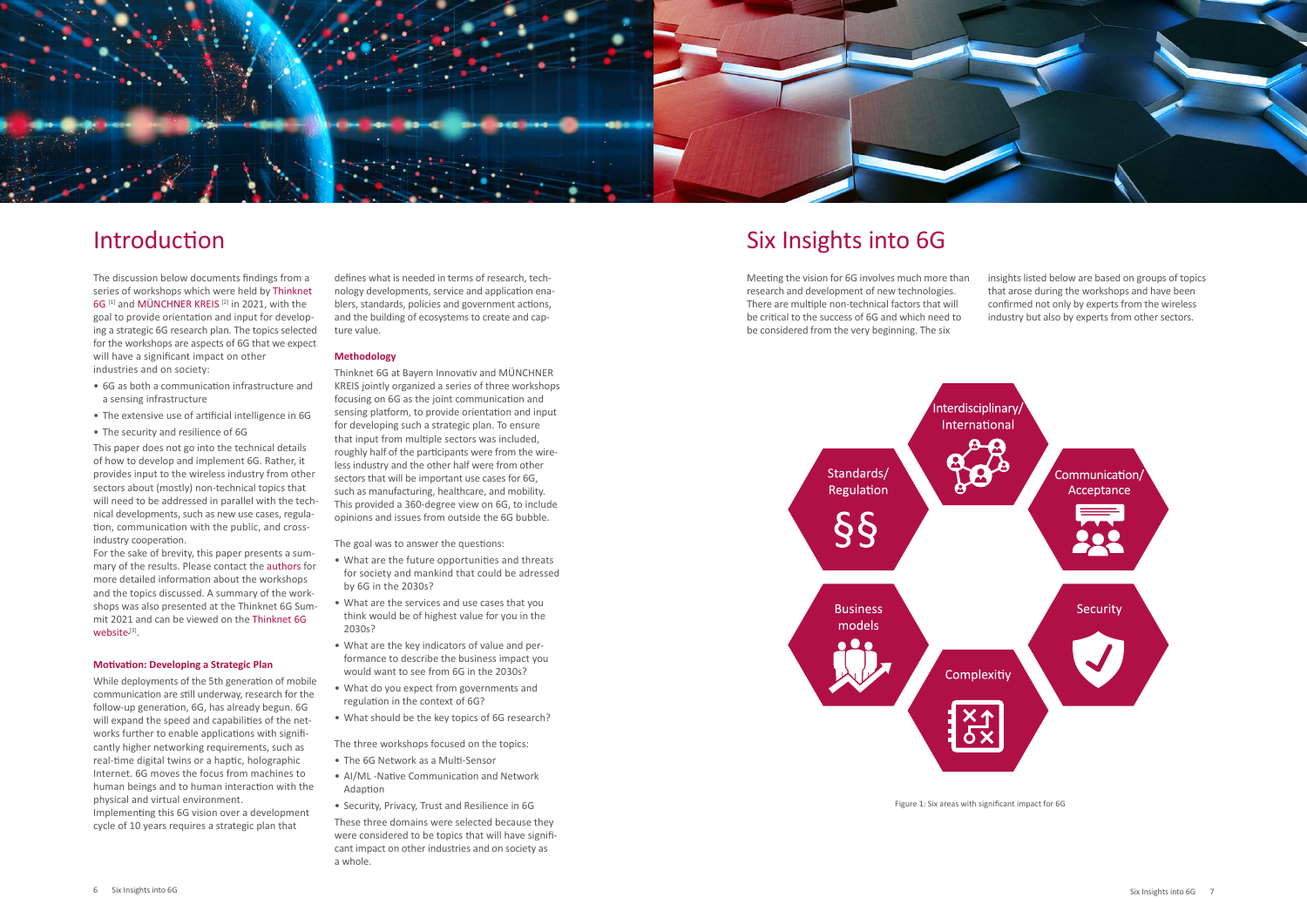# Introduction

The discussion below documents findings from a series of workshops which were held by Thinknet 6G [1] and MÜNCHNER KREIS [2] in 2021, with the goal to provide orientation and input for developing a strategic 6G research plan. The topics selected for the workshops are aspects of 6G that we expect will have a significant impact on other industries and on society:

- 6G as both a communication infrastructure and a sensing infrastructure
- The extensive use of artificial intelligence in 6G
- The security and resilience of 6G

This paper does not go into the technical details of how to develop and implement 6G. Rather, it provides input to the wireless industry from other sectors about (mostly) non-technical topics that will need to be addressed in parallel with the technical developments, such as new use cases, regulation, communication with the public, and cross-industry cooperation.

For the sake of brevity, this paper presents a summary of the results. Please contact the authors for more detailed information about the workshops and the topics discussed. A summary of the workshops was also presented at the Thinknet 6G Summit 2021 and can be viewed on the Thinknet 6G website[3].

### Motivation: Developing a Strategic Plan

While deployments of the 5th generation of mobile communication are still underway, research for the follow-up generation, 6G, has already begun. 6G will expand the speed and capabilities of the networks further to enable applications with significantly higher networking requirements, such as real-time digital twins or a haptic, holographic Internet. 6G moves the focus from machines to human beings and to human interaction with the physical and virtual environment.

Implementing this 6G vision over a development cycle of 10 years requires a strategic plan that defines what is needed in terms of research, technology developments, service and application enablers, standards, policies and government actions, and the building of ecosystems to create and capture value.

### Methodology

Thinknet 6G at Bayern Innovativ and MÜNCHNER KREIS jointly organized a series of three workshops focusing on 6G as the joint communication and sensing platform, to provide orientation and input for developing such a strategic plan. To ensure that input from multiple sectors was included, roughly half of the participants were from the wireless industry and the other half were from other sectors that will be important use cases for 6G, such as manufacturing, healthcare, and mobility. This provided a 360-degree view on 6G, to include opinions and issues from outside the 6G bubble.

The goal was to answer the questions:

- What are the future opportunities and threats for society and mankind that could be adressed by 6G in the 2030s?
- What are the services and use cases that you think would be of highest value for you in the 2030s?
- What are the key indicators of value and performance to describe the business impact you would want to see from 6G in the 2030s?
- What do you expect from governments and regulation in the context of 6G?
- What should be the key topics of 6G research?

The three workshops focused on the topics:

- The 6G Network as a Multi-Sensor
- AI/ML -Native Communication and Network Adaption
- Security, Privacy, Trust and Resilience in 6G

These three domains were selected because they were considered to be topics that will have significant impact on other industries and on society as a whole.

# Six Insights into 6G

Meeting the vision for 6G involves much more than research and development of new technologies. There are multiple non-technical factors that will be critical to the success of 6G and which need to be considered from the very beginning. The six insights listed below are based on groups of topics that arose during the workshops and have been confirmed not only by experts from the wireless industry but also by experts from other sectors.

Interdisciplinary/International

Standards/Regulation

Communication/Acceptance

Business models

Security

Complexitiy

Figure 1: Six areas with significant impact for 6G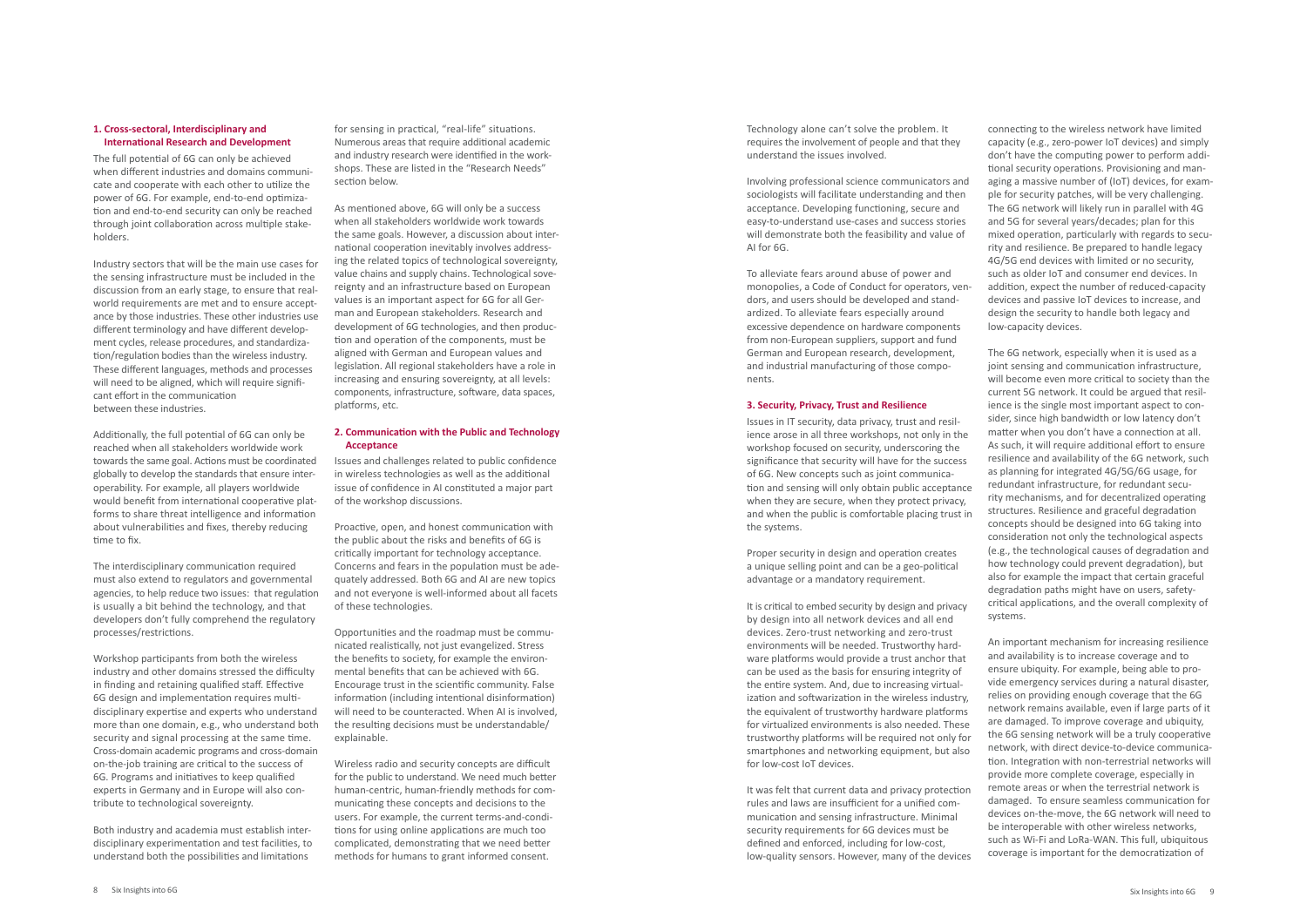### 1. Cross-sectoral, Interdisciplinary and International Research and Development

The full potential of 6G can only be achieved when different industries and domains communicate and cooperate with each other to utilize the power of 6G. For example, end-to-end optimization and end-to-end security can only be reached through joint collaboration across multiple stakeholders.

Industry sectors that will be the main use cases for the sensing infrastructure must be included in the discussion from an early stage, to ensure that real-world requirements are met and to ensure acceptance by those industries. These other industries use different terminology and have different development cycles, release procedures, and standardization/regulation bodies than the wireless industry. These different languages, methods and processes will need to be aligned, which will require significant effort in the communication between these industries.

Additionally, the full potential of 6G can only be reached when all stakeholders worldwide work towards the same goal. Actions must be coordinated globally to develop the standards that ensure interoperability. For example, all players worldwide would benefit from international cooperative platforms to share threat intelligence and information about vulnerabilities and fixes, thereby reducing time to fix.

The interdisciplinary communication required must also extend to regulators and governmental agencies, to help reduce two issues: that regulation is usually a bit behind the technology, and that developers don't fully comprehend the regulatory processes/restrictions.

Workshop participants from both the wireless industry and other domains stressed the difficulty in finding and retaining qualified staff. Effective 6G design and implementation requires multidisciplinary expertise and experts who understand more than one domain, e.g., who understand both security and signal processing at the same time. Cross-domain academic programs and cross-domain on-the-job training are critical to the success of 6G. Programs and initiatives to keep qualified experts in Germany and in Europe will also contribute to technological sovereignty.

Both industry and academia must establish interdisciplinary experimentation and test facilities, to understand both the possibilities and limitations for sensing in practical, "real-life" situations. Numerous areas that require additional academic and industry research were identified in the workshops. These are listed in the "Research Needs" section below.

As mentioned above, 6G will only be a success when all stakeholders worldwide work towards the same goals. However, a discussion about international cooperation inevitably involves addressing the related topics of technological sovereignty, value chains and supply chains. Technological sovereignty and an infrastructure based on European values is an important aspect for 6G for all German and European stakeholders. Research and development of 6G technologies, and then production and operation of the components, must be aligned with German and European values and legislation. All regional stakeholders have a role in increasing and ensuring sovereignty, at all levels: components, infrastructure, software, data spaces, platforms, etc.

### 2. Communication with the Public and Technology Acceptance

Issues and challenges related to public confidence in wireless technologies as well as the additional issue of confidence in AI constituted a major part of the workshop discussions.

Proactive, open, and honest communication with the public about the risks and benefits of 6G is critically important for technology acceptance. Concerns and fears in the population must be adequately addressed. Both 6G and AI are new topics and not everyone is well-informed about all facets of these technologies.

Opportunities and the roadmap must be communicated realistically, not just evangelized. Stress the benefits to society, for example the environmental benefits that can be achieved with 6G. Encourage trust in the scientific community. False information (including intentional disinformation) will need to be counteracted. When AI is involved, the resulting decisions must be understandable/explainable.

Wireless radio and security concepts are difficult for the public to understand. We need much better human-centric, human-friendly methods for communicating these concepts and decisions to the users. For example, the current terms-and-conditions for using online applications are much too complicated, demonstrating that we need better methods for humans to grant informed consent.

Technology alone can't solve the problem. It requires the involvement of people and that they understand the issues involved.

Involving professional science communicators and sociologists will facilitate understanding and then acceptance. Developing functioning, secure and easy-to-understand use-cases and success stories will demonstrate both the feasibility and value of AI for 6G.

To alleviate fears around abuse of power and monopolies, a Code of Conduct for operators, vendors, and users should be developed and standardized. To alleviate fears especially around excessive dependence on hardware components from non-European suppliers, support and fund German and European research, development, and industrial manufacturing of those components.

### 3. Security, Privacy, Trust and Resilience

Issues in IT security, data privacy, trust and resilience arose in all three workshops, not only in the workshop focused on security, underscoring the significance that security will have for the success of 6G. New concepts such as joint communication and sensing will only obtain public acceptance when they are secure, when they protect privacy, and when the public is comfortable placing trust in the systems.

Proper security in design and operation creates a unique selling point and can be a geo-political advantage or a mandatory requirement.

It is critical to embed security by design and privacy by design into all network devices and all end devices. Zero-trust networking and zero-trust environments will be needed. Trustworthy hardware platforms would provide a trust anchor that can be used as the basis for ensuring integrity of the entire system. And, due to increasing virtualization and softwarization in the wireless industry, the equivalent of trustworthy hardware platforms for virtualized environments is also needed. These trustworthy platforms will be required not only for smartphones and networking equipment, but also for low-cost IoT devices.

It was felt that current data and privacy protection rules and laws are insufficient for a unified communication and sensing infrastructure. Minimal security requirements for 6G devices must be defined and enforced, including for low-cost, low-quality sensors. However, many of the devices connecting to the wireless network have limited capacity (e.g., zero-power IoT devices) and simply don't have the computing power to perform additional security operations. Provisioning and managing a massive number of (IoT) devices, for example for security patches, will be very challenging. The 6G network will likely run in parallel with 4G and 5G for several years/decades; plan for this mixed operation, particularly with regards to security and resilience. Be prepared to handle legacy 4G/5G end devices with limited or no security, such as older IoT and consumer end devices. In addition, expect the number of reduced-capacity devices and passive IoT devices to increase, and design the security to handle both legacy and low-capacity devices.

The 6G network, especially when it is used as a joint sensing and communication infrastructure, will become even more critical to society than the current 5G network. It could be argued that resilience is the single most important aspect to consider, since high bandwidth or low latency don't matter when you don't have a connection at all. As such, it will require additional effort to ensure resilience and availability of the 6G network, such as planning for integrated 4G/5G/6G usage, for redundant infrastructure, for redundant security mechanisms, and for decentralized operating structures. Resilience and graceful degradation concepts should be designed into 6G taking into consideration not only the technological aspects (e.g., the technological causes of degradation and how technology could prevent degradation), but also for example the impact that certain graceful degradation paths might have on users, safety-critical applications, and the overall complexity of systems.

An important mechanism for increasing resilience and availability is to increase coverage and to ensure ubiquity. For example, being able to provide emergency services during a natural disaster, relies on providing enough coverage that the 6G network remains available, even if large parts of it are damaged. To improve coverage and ubiquity, the 6G sensing network will be a truly cooperative network, with direct device-to-device communication. Integration with non-terrestrial networks will provide more complete coverage, especially in remote areas or when the terrestrial network is damaged. To ensure seamless communication for devices on-the-move, the 6G network will need to be interoperable with other wireless networks, such as Wi-Fi and LoRa-WAN. This full, ubiquitous coverage is important for the democratization of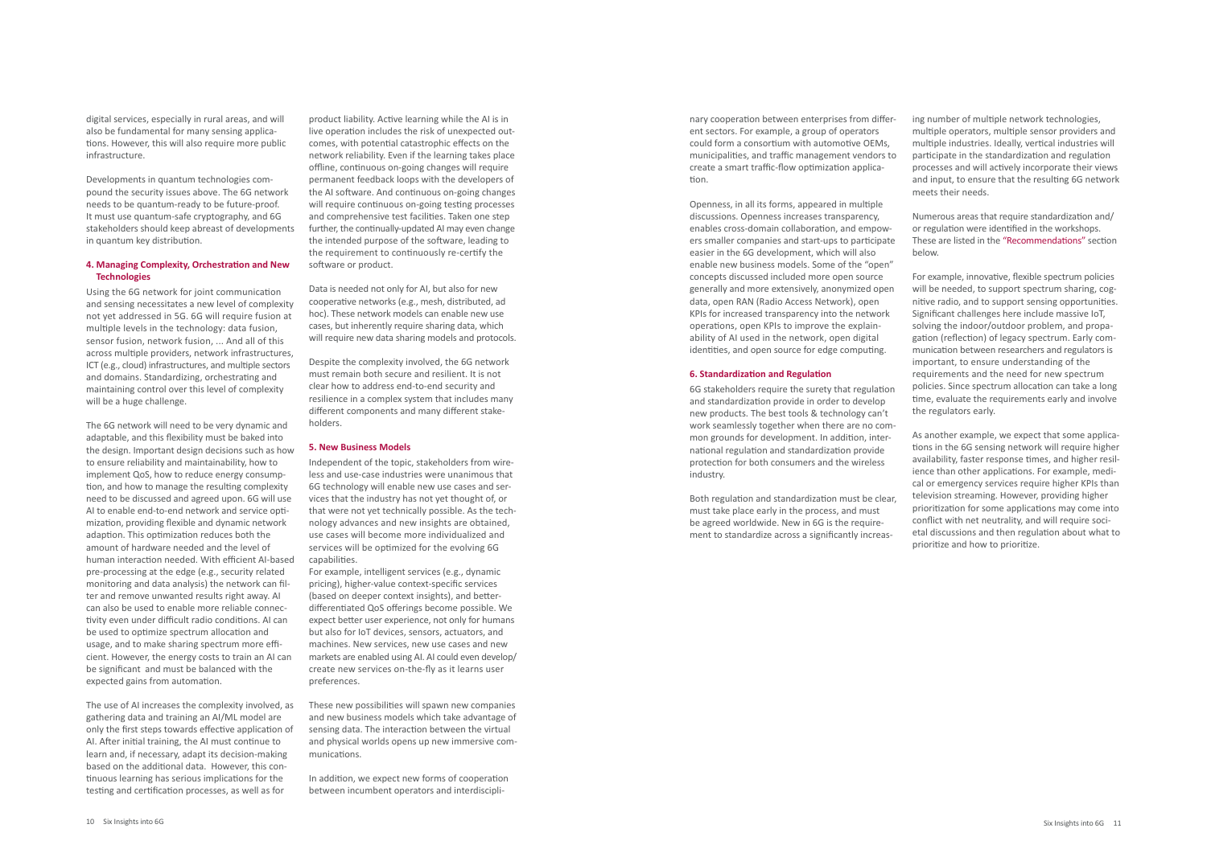digital services, especially in rural areas, and will also be fundamental for many sensing applications. However, this will also require more public infrastructure.

Developments in quantum technologies compound the security issues above. The 6G network needs to be quantum-ready to be future-proof. It must use quantum-safe cryptography, and 6G stakeholders should keep abreast of developments in quantum key distribution.

#### 4. Managing Complexity, Orchestration and New Technologies

Using the 6G network for joint communication and sensing necessitates a new level of complexity not yet addressed in 5G. 6G will require fusion at multiple levels in the technology: data fusion, sensor fusion, network fusion, ... And all of this across multiple providers, network infrastructures, ICT (e.g., cloud) infrastructures, and multiple sectors and domains. Standardizing, orchestrating and maintaining control over this level of complexity will be a huge challenge.

The 6G network will need to be very dynamic and adaptable, and this flexibility must be baked into the design. Important design decisions such as how to ensure reliability and maintainability, how to implement QoS, how to reduce energy consumption, and how to manage the resulting complexity need to be discussed and agreed upon. 6G will use AI to enable end-to-end network and service optimization, providing flexible and dynamic network adaption. This optimization reduces both the amount of hardware needed and the level of human interaction needed. With efficient AI-based pre-processing at the edge (e.g., security related monitoring and data analysis) the network can filter and remove unwanted results right away. AI can also be used to enable more reliable connectivity even under difficult radio conditions. AI can be used to optimize spectrum allocation and usage, and to make sharing spectrum more efficient. However, the energy costs to train an AI can be significant and must be balanced with the expected gains from automation.

The use of AI increases the complexity involved, as gathering data and training an AI/ML model are only the first steps towards effective application of AI. After initial training, the AI must continue to learn and, if necessary, adapt its decision-making based on the additional data. However, this continuous learning has serious implications for the testing and certification processes, as well as for product liability. Active learning while the AI is in live operation includes the risk of unexpected outcomes, with potential catastrophic effects on the network reliability. Even if the learning takes place offline, continuous on-going changes will require permanent feedback loops with the developers of the AI software. And continuous on-going changes will require continuous on-going testing processes and comprehensive test facilities. Taken one step further, the continually-updated AI may even change the intended purpose of the software, leading to the requirement to continuously re-certify the software or product.

Data is needed not only for AI, but also for new cooperative networks (e.g., mesh, distributed, ad hoc). These network models can enable new use cases, but inherently require sharing data, which will require new data sharing models and protocols.

Despite the complexity involved, the 6G network must remain both secure and resilient. It is not clear how to address end-to-end security and resilience in a complex system that includes many different components and many different stakeholders.

#### 5. New Business Models

Independent of the topic, stakeholders from wireless and use-case industries were unanimous that 6G technology will enable new use cases and services that the industry has not yet thought of, or that were not yet technically possible. As the technology advances and new insights are obtained, use cases will become more individualized and services will be optimized for the evolving 6G capabilities.

For example, intelligent services (e.g., dynamic pricing), higher-value context-specific services (based on deeper context insights), and better-differentiated QoS offerings become possible. We expect better user experience, not only for humans but also for IoT devices, sensors, actuators, and machines. New services, new use cases and new markets are enabled using AI. AI could even develop/create new services on-the-fly as it learns user preferences.

These new possibilities will spawn new companies and new business models which take advantage of sensing data. The interaction between the virtual and physical worlds opens up new immersive communications.

In addition, we expect new forms of cooperation between incumbent operators and interdisciplinary cooperation between enterprises from different sectors. For example, a group of operators could form a consortium with automotive OEMs, municipalities, and traffic management vendors to create a smart traffic-flow optimization application.

Openness, in all its forms, appeared in multiple discussions. Openness increases transparency, enables cross-domain collaboration, and empowers smaller companies and start-ups to participate easier in the 6G development, which will also enable new business models. Some of the "open" concepts discussed included more open source generally and more extensively, anonymized open data, open RAN (Radio Access Network), open KPIs for increased transparency into the network operations, open KPIs to improve the explainability of AI used in the network, open digital identities, and open source for edge computing.

#### 6. Standardization and Regulation

6G stakeholders require the surety that regulation and standardization provide in order to develop new products. The best tools & technology can't work seamlessly together when there are no common grounds for development. In addition, international regulation and standardization provide protection for both consumers and the wireless industry.

Both regulation and standardization must be clear, must take place early in the process, and must be agreed worldwide. New in 6G is the requirement to standardize across a significantly increasing number of multiple network technologies, multiple operators, multiple sensor providers and multiple industries. Ideally, vertical industries will participate in the standardization and regulation processes and will actively incorporate their views and input, to ensure that the resulting 6G network meets their needs.

Numerous areas that require standardization and/or regulation were identified in the workshops. These are listed in the "Recommendations" section below.

For example, innovative, flexible spectrum policies will be needed, to support spectrum sharing, cognitive radio, and to support sensing opportunities. Significant challenges here include massive IoT, solving the indoor/outdoor problem, and propagation (reflection) of legacy spectrum. Early communication between researchers and regulators is important, to ensure understanding of the requirements and the need for new spectrum policies. Since spectrum allocation can take a long time, evaluate the requirements early and involve the regulators early.

As another example, we expect that some applications in the 6G sensing network will require higher availability, faster response times, and higher resilience than other applications. For example, medical or emergency services require higher KPIs than television streaming. However, providing higher prioritization for some applications may come into conflict with net neutrality, and will require societal discussions and then regulation about what to prioritize and how to prioritize.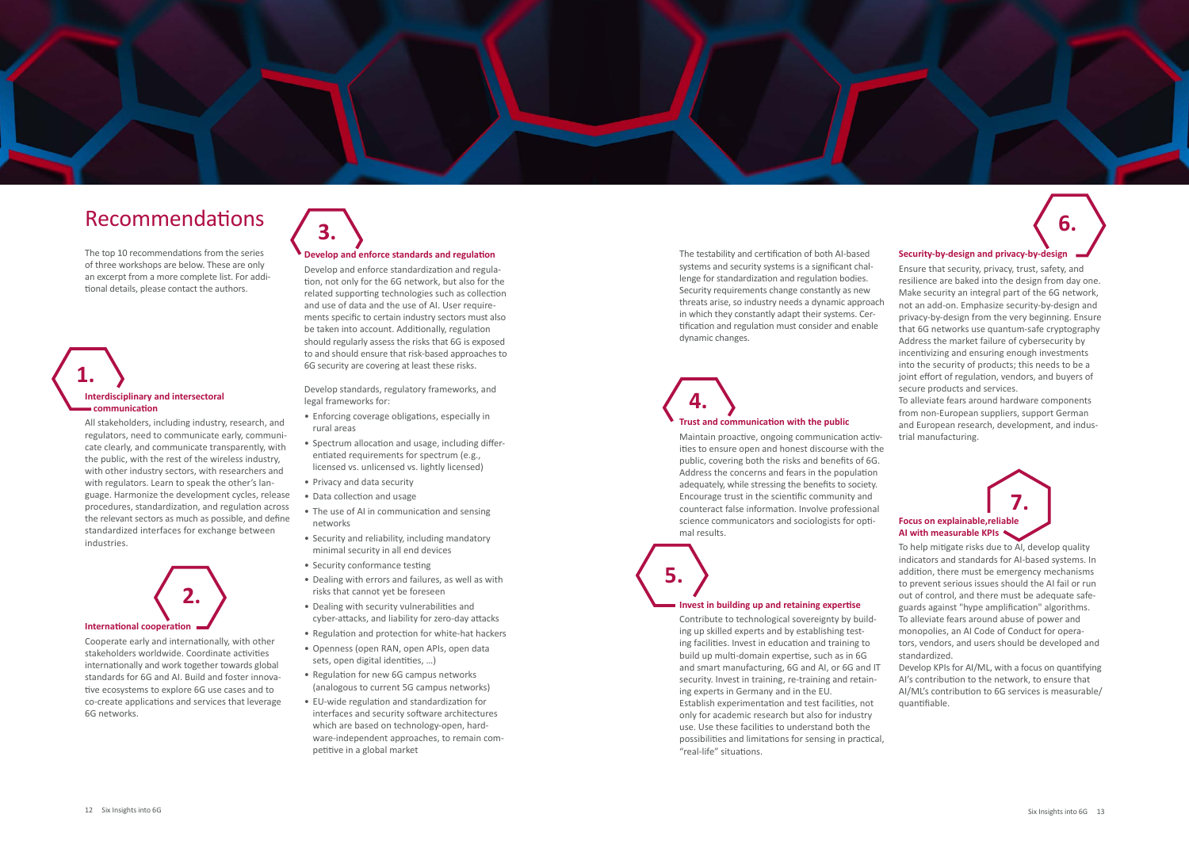# Recommendations

The top 10 recommendations from the series of three workshops are below. These are only an excerpt from a more complete list. For additional details, please contact the authors.

## 1.

### Interdisciplinary and intersectoral communication

All stakeholders, including industry, research, and regulators, need to communicate early, communicate clearly, and communicate transparently, with the public, with the rest of the wireless industry, with other industry sectors, with researchers and with regulators. Learn to speak the other's language. Harmonize the development cycles, release procedures, standardization, and regulation across the relevant sectors as much as possible, and define standardized interfaces for exchange between industries.

## 2.

### International cooperation

Cooperate early and internationally, with other stakeholders worldwide. Coordinate activities internationally and work together towards global standards for 6G and AI. Build and foster innovative ecosystems to explore 6G use cases and to co-create applications and services that leverage 6G networks.

## 3.

### Develop and enforce standards and regulation

Develop and enforce standardization and regulation, not only for the 6G network, but also for the related supporting technologies such as collection and use of data and the use of AI. User requirements specific to certain industry sectors must also be taken into account. Additionally, regulation should regularly assess the risks that 6G is exposed to and should ensure that risk-based approaches to 6G security are covering at least these risks.

Develop standards, regulatory frameworks, and legal frameworks for:

- Enforcing coverage obligations, especially in rural areas
- Spectrum allocation and usage, including differentiated requirements for spectrum (e.g., licensed vs. unlicensed vs. lightly licensed)
- Privacy and data security
- Data collection and usage
- The use of AI in communication and sensing networks
- Security and reliability, including mandatory minimal security in all end devices
- Security conformance testing
- Dealing with errors and failures, as well as with risks that cannot yet be foreseen
- Dealing with security vulnerabilities and cyber-attacks, and liability for zero-day attacks
- Regulation and protection for white-hat hackers
- Openness (open RAN, open APIs, open data sets, open digital identities, …)
- Regulation for new 6G campus networks (analogous to current 5G campus networks)
- EU-wide regulation and standardization for interfaces and security software architectures which are based on technology-open, hardware-independent approaches, to remain competitive in a global market

The testability and certification of both AI-based systems and security systems is a significant challenge for standardization and regulation bodies. Security requirements change constantly as new threats arise, so industry needs a dynamic approach in which they constantly adapt their systems. Certification and regulation must consider and enable dynamic changes.

## 4.

### Trust and communication with the public

Maintain proactive, ongoing communication activities to ensure open and honest discourse with the public, covering both the risks and benefits of 6G. Address the concerns and fears in the population adequately, while stressing the benefits to society. Encourage trust in the scientific community and counteract false information. Involve professional science communicators and sociologists for optimal results.

## 5.

### Invest in building up and retaining expertise

Contribute to technological sovereignty by building up skilled experts and by establishing testing facilities. Invest in education and training to build up multi-domain expertise, such as in 6G and smart manufacturing, 6G and AI, or 6G and IT security. Invest in training, re-training and retaining experts in Germany and in the EU.

Establish experimentation and test facilities, not only for academic research but also for industry use. Use these facilities to understand both the possibilities and limitations for sensing in practical, "real-life" situations.

## 6.

### Security-by-design and privacy-by-design

Ensure that security, privacy, trust, safety, and resilience are baked into the design from day one. Make security an integral part of the 6G network, not an add-on. Emphasize security-by-design and privacy-by-design from the very beginning. Ensure that 6G networks use quantum-safe cryptography Address the market failure of cybersecurity by incentivizing and ensuring enough investments into the security of products; this needs to be a joint effort of regulation, vendors, and buyers of secure products and services.

To alleviate fears around hardware components from non-European suppliers, support German and European research, development, and industrial manufacturing.

## 7.

### Focus on explainable,reliable AI with measurable KPIs

To help mitigate risks due to AI, develop quality indicators and standards for AI-based systems. In addition, there must be emergency mechanisms to prevent serious issues should the AI fail or run out of control, and there must be adequate safeguards against "hype amplification" algorithms. To alleviate fears around abuse of power and monopolies, an AI Code of Conduct for operators, vendors, and users should be developed and standardized.

Develop KPIs for AI/ML, with a focus on quantifying AI's contribution to the network, to ensure that AI/ML's contribution to 6G services is measurable/quantifiable.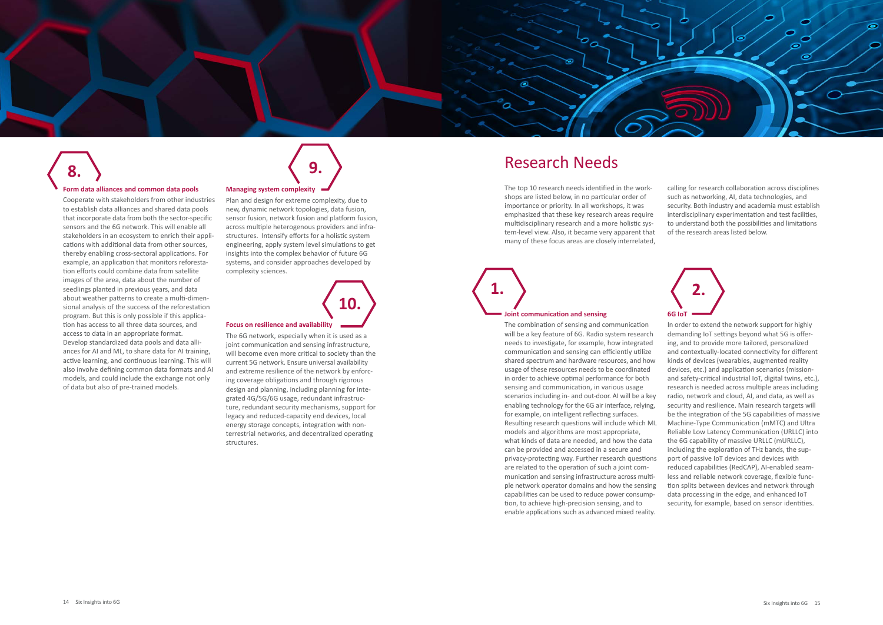### 8. Form data alliances and common data pools

Cooperate with stakeholders from other industries to establish data alliances and shared data pools that incorporate data from both the sector-specific sensors and the 6G network. This will enable all stakeholders in an ecosystem to enrich their applications with additional data from other sources, thereby enabling cross-sectoral applications. For example, an application that monitors reforestation efforts could combine data from satellite images of the area, data about the number of seedlings planted in previous years, and data about weather patterns to create a multi-dimensional analysis of the success of the reforestation program. But this is only possible if this application has access to all three data sources, and access to data in an appropriate format.
Develop standardized data pools and data alliances for AI and ML, to share data for AI training, active learning, and continuous learning. This will also involve defining common data formats and AI models, and could include the exchange not only of data but also of pre-trained models.

### 9. Managing system complexity

Plan and design for extreme complexity, due to new, dynamic network topologies, data fusion, sensor fusion, network fusion and platform fusion, across multiple heterogenous providers and infrastructures. Intensify efforts for a holistic system engineering, apply system level simulations to get insights into the complex behavior of future 6G systems, and consider approaches developed by complexity sciences.

### 10. Focus on resilience and availability

The 6G network, especially when it is used as a joint communication and sensing infrastructure, will become even more critical to society than the current 5G network. Ensure universal availability and extreme resilience of the network by enforcing coverage obligations and through rigorous design and planning, including planning for integrated 4G/5G/6G usage, redundant infrastructure, redundant security mechanisms, support for legacy and reduced-capacity end devices, local energy storage concepts, integration with non-terrestrial networks, and decentralized operating structures.

# Research Needs

The top 10 research needs identified in the workshops are listed below, in no particular order of importance or priority. In all workshops, it was emphasized that these key research areas require multidisciplinary research and a more holistic system-level view. Also, it became very apparent that many of these focus areas are closely interrelated, calling for research collaboration across disciplines such as networking, AI, data technologies, and security. Both industry and academia must establish interdisciplinary experimentation and test facilities, to understand both the possibilities and limitations of the research areas listed below.

### 1. Joint communication and sensing

The combination of sensing and communication will be a key feature of 6G. Radio system research needs to investigate, for example, how integrated communication and sensing can efficiently utilize shared spectrum and hardware resources, and how usage of these resources needs to be coordinated in order to achieve optimal performance for both sensing and communication, in various usage scenarios including in- and out-door. AI will be a key enabling technology for the 6G air interface, relying, for example, on intelligent reflecting surfaces. Resulting research questions will include which ML models and algorithms are most appropriate, what kinds of data are needed, and how the data can be provided and accessed in a secure and privacy-protecting way. Further research questions are related to the operation of such a joint communication and sensing infrastructure across multiple network operator domains and how the sensing capabilities can be used to reduce power consumption, to achieve high-precision sensing, and to enable applications such as advanced mixed reality.

### 2. 6G IoT

In order to extend the network support for highly demanding IoT settings beyond what 5G is offering, and to provide more tailored, personalized and contextually-located connectivity for different kinds of devices (wearables, augmented reality devices, etc.) and application scenarios (mission- and safety-critical industrial IoT, digital twins, etc.), research is needed across multiple areas including radio, network and cloud, AI, and data, as well as security and resilience. Main research targets will be the integration of the 5G capabilities of massive Machine-Type Communication (mMTC) and Ultra Reliable Low Latency Communication (URLLC) into the 6G capability of massive URLLC (mURLLC), including the exploration of THz bands, the support of passive IoT devices and devices with reduced capabilities (RedCAP), AI-enabled seamless and reliable network coverage, flexible function splits between devices and network through data processing in the edge, and enhanced IoT security, for example, based on sensor identities.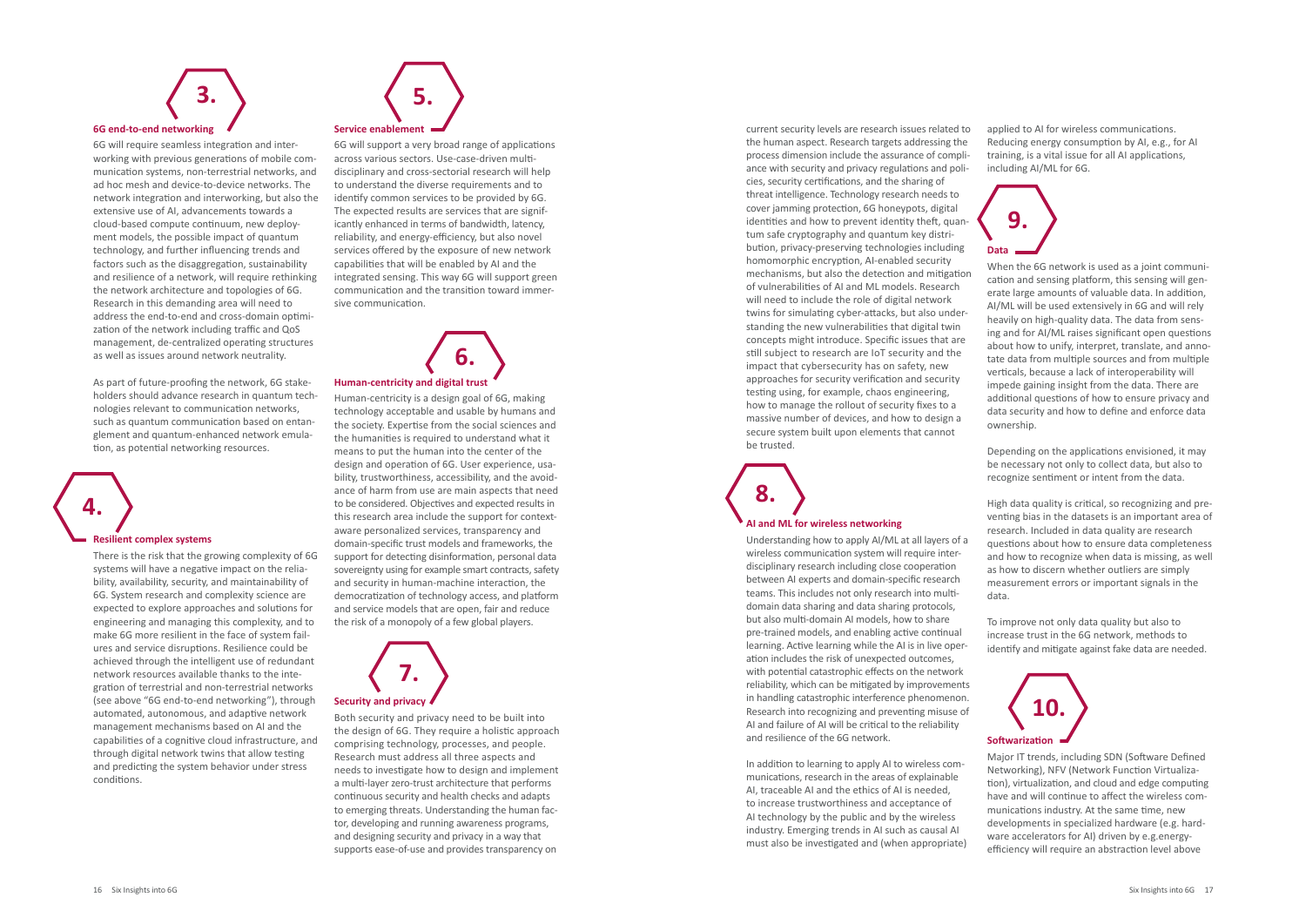## 3. 6G end-to-end networking

6G will require seamless integration and interworking with previous generations of mobile communication systems, non-terrestrial networks, and ad hoc mesh and device-to-device networks. The network integration and interworking, but also the extensive use of AI, advancements towards a cloud-based compute continuum, new deployment models, the possible impact of quantum technology, and further influencing trends and factors such as the disaggregation, sustainability and resilience of a network, will require rethinking the network architecture and topologies of 6G. Research in this demanding area will need to address the end-to-end and cross-domain optimization of the network including traffic and QoS management, de-centralized operating structures as well as issues around network neutrality.

As part of future-proofing the network, 6G stakeholders should advance research in quantum technologies relevant to communication networks, such as quantum communication based on entanglement and quantum-enhanced network emulation, as potential networking resources.

## 4. Resilient complex systems

There is the risk that the growing complexity of 6G systems will have a negative impact on the reliability, availability, security, and maintainability of 6G. System research and complexity science are expected to explore approaches and solutions for engineering and managing this complexity, and to make 6G more resilient in the face of system failures and service disruptions. Resilience could be achieved through the intelligent use of redundant network resources available thanks to the integration of terrestrial and non-terrestrial networks (see above "6G end-to-end networking"), through automated, autonomous, and adaptive network management mechanisms based on AI and the capabilities of a cognitive cloud infrastructure, and through digital network twins that allow testing and predicting the system behavior under stress conditions.

## 5. Service enablement

6G will support a very broad range of applications across various sectors. Use-case-driven multidisciplinary and cross-sectorial research will help to understand the diverse requirements and to identify common services to be provided by 6G. The expected results are services that are significantly enhanced in terms of bandwidth, latency, reliability, and energy-efficiency, but also novel services offered by the exposure of new network capabilities that will be enabled by AI and the integrated sensing. This way 6G will support green communication and the transition toward immersive communication.

## 6. Human-centricity and digital trust

Human-centricity is a design goal of 6G, making technology acceptable and usable by humans and the society. Expertise from the social sciences and the humanities is required to understand what it means to put the human into the center of the design and operation of 6G. User experience, usability, trustworthiness, accessibility, and the avoidance of harm from use are main aspects that need to be considered. Objectives and expected results in this research area include the support for context-aware personalized services, transparency and domain-specific trust models and frameworks, the support for detecting disinformation, personal data sovereignty using for example smart contracts, safety and security in human-machine interaction, the democratization of technology access, and platform and service models that are open, fair and reduce the risk of a monopoly of a few global players.

## 7. Security and privacy

Both security and privacy need to be built into the design of 6G. They require a holistic approach comprising technology, processes, and people. Research must address all three aspects and needs to investigate how to design and implement a multi-layer zero-trust architecture that performs continuous security and health checks and adapts to emerging threats. Understanding the human factor, developing and running awareness programs, and designing security and privacy in a way that supports ease-of-use and provides transparency on current security levels are research issues related to the human aspect. Research targets addressing the process dimension include the assurance of compliance with security and privacy regulations and policies, security certifications, and the sharing of threat intelligence. Technology research needs to cover jamming protection, 6G honeypots, digital identities and how to prevent identity theft, quantum safe cryptography and quantum key distribution, privacy-preserving technologies including homomorphic encryption, AI-enabled security mechanisms, but also the detection and mitigation of vulnerabilities of AI and ML models. Research will need to include the role of digital network twins for simulating cyber-attacks, but also understanding the new vulnerabilities that digital twin concepts might introduce. Specific issues that are still subject to research are IoT security and the impact that cybersecurity has on safety, new approaches for security verification and security testing using, for example, chaos engineering, how to manage the rollout of security fixes to a massive number of devices, and how to design a secure system built upon elements that cannot be trusted.

## 8. AI and ML for wireless networking

Understanding how to apply AI/ML at all layers of a wireless communication system will require interdisciplinary research including close cooperation between AI experts and domain-specific research teams. This includes not only research into multi-domain data sharing and data sharing protocols, but also multi-domain AI models, how to share pre-trained models, and enabling active continual learning. Active learning while the AI is in live operation includes the risk of unexpected outcomes, with potential catastrophic effects on the network reliability, which can be mitigated by improvements in handling catastrophic interference phenomenon. Research into recognizing and preventing misuse of AI and failure of AI will be critical to the reliability and resilience of the 6G network.

In addition to learning to apply AI to wireless communications, research in the areas of explainable AI, traceable AI and the ethics of AI is needed, to increase trustworthiness and acceptance of AI technology by the public and by the wireless industry. Emerging trends in AI such as causal AI must also be investigated and (when appropriate) applied to AI for wireless communications. Reducing energy consumption by AI, e.g., for AI training, is a vital issue for all AI applications, including AI/ML for 6G.

## 9. Data

When the 6G network is used as a joint communication and sensing platform, this sensing will generate large amounts of valuable data. In addition, AI/ML will be used extensively in 6G and will rely heavily on high-quality data. The data from sensing and for AI/ML raises significant open questions about how to unify, interpret, translate, and annotate data from multiple sources and from multiple verticals, because a lack of interoperability will impede gaining insight from the data. There are additional questions of how to ensure privacy and data security and how to define and enforce data ownership.

Depending on the applications envisioned, it may be necessary not only to collect data, but also to recognize sentiment or intent from the data.

High data quality is critical, so recognizing and preventing bias in the datasets is an important area of research. Included in data quality are research questions about how to ensure data completeness and how to recognize when data is missing, as well as how to discern whether outliers are simply measurement errors or important signals in the data.

To improve not only data quality but also to increase trust in the 6G network, methods to identify and mitigate against fake data are needed.

## 10. Softwarization

Major IT trends, including SDN (Software Defined Networking), NFV (Network Function Virtualization), virtualization, and cloud and edge computing have and will continue to affect the wireless communications industry. At the same time, new developments in specialized hardware (e.g. hardware accelerators for AI) driven by e.g.energy-efficiency will require an abstraction level above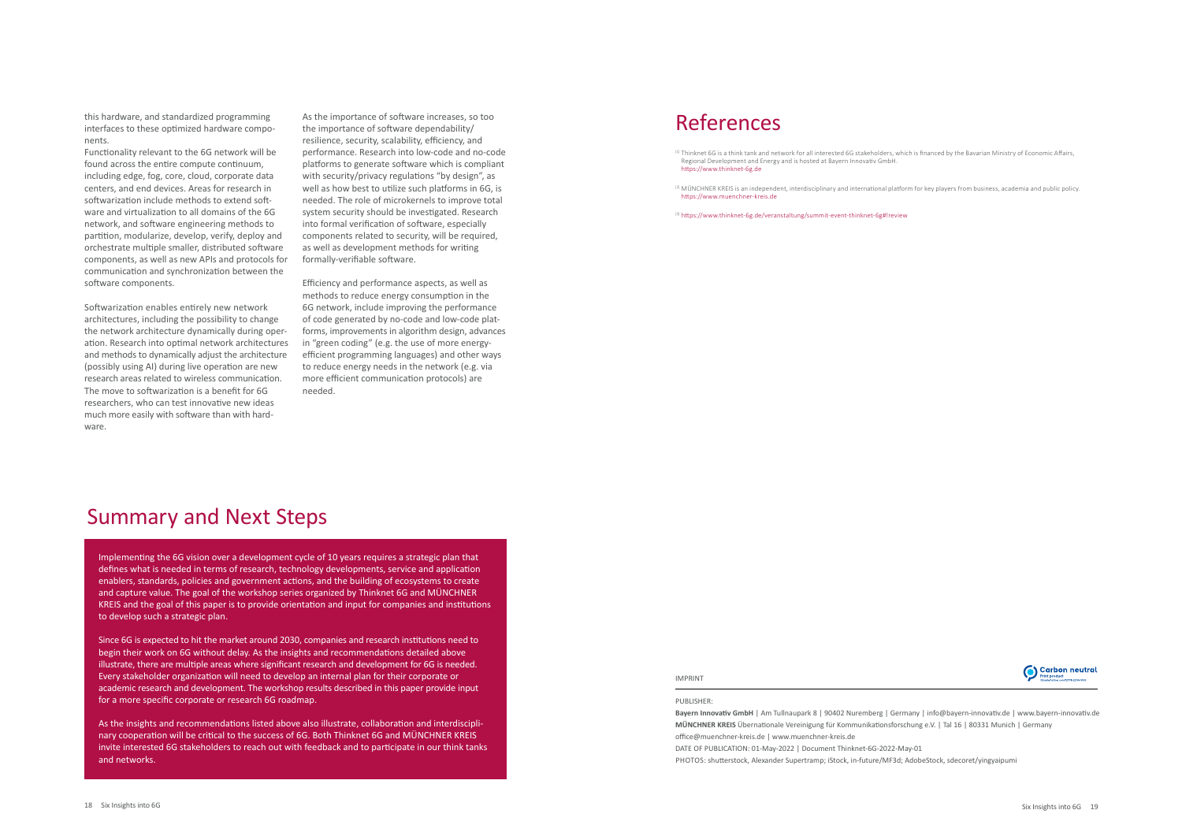this hardware, and standardized programming interfaces to these optimized hardware components.

Functionality relevant to the 6G network will be found across the entire compute continuum, including edge, fog, core, cloud, corporate data centers, and end devices. Areas for research in softwarization include methods to extend software and virtualization to all domains of the 6G network, and software engineering methods to partition, modularize, develop, verify, deploy and orchestrate multiple smaller, distributed software components, as well as new APIs and protocols for communication and synchronization between the software components.

Softwarization enables entirely new network architectures, including the possibility to change the network architecture dynamically during operation. Research into optimal network architectures and methods to dynamically adjust the architecture (possibly using AI) during live operation are new research areas related to wireless communication. The move to softwarization is a benefit for 6G researchers, who can test innovative new ideas much more easily with software than with hardware.

As the importance of software increases, so too the importance of software dependability/ resilience, security, scalability, efficiency, and performance. Research into low-code and no-code platforms to generate software which is compliant with security/privacy regulations "by design", as well as how best to utilize such platforms in 6G, is needed. The role of microkernels to improve total system security should be investigated. Research into formal verification of software, especially components related to security, will be required, as well as development methods for writing formally-verifiable software.

Efficiency and performance aspects, as well as methods to reduce energy consumption in the 6G network, include improving the performance of code generated by no-code and low-code platforms, improvements in algorithm design, advances in "green coding" (e.g. the use of more energy-efficient programming languages) and other ways to reduce energy needs in the network (e.g. via more efficient communication protocols) are needed.

## Summary and Next Steps

Implementing the 6G vision over a development cycle of 10 years requires a strategic plan that defines what is needed in terms of research, technology developments, service and application enablers, standards, policies and government actions, and the building of ecosystems to create and capture value. The goal of the workshop series organized by Thinknet 6G and MÜNCHNER KREIS and the goal of this paper is to provide orientation and input for companies and institutions to develop such a strategic plan.

Since 6G is expected to hit the market around 2030, companies and research institutions need to begin their work on 6G without delay. As the insights and recommendations detailed above illustrate, there are multiple areas where significant research and development for 6G is needed. Every stakeholder organization will need to develop an internal plan for their corporate or academic research and development. The workshop results described in this paper provide input for a more specific corporate or research 6G roadmap.

As the insights and recommendations listed above also illustrate, collaboration and interdisciplinary cooperation will be critical to the success of 6G. Both Thinknet 6G and MÜNCHNER KREIS invite interested 6G stakeholders to reach out with feedback and to participate in our think tanks and networks.

## References

[1] Thinknet 6G is a think tank and network for all interested 6G stakeholders, which is financed by the Bavarian Ministry of Economic Affairs, Regional Development and Energy and is hosted at Bayern Innovativ GmbH. https://www.thinknet-6g.de

[2] MÜNCHNER KREIS is an independent, interdisciplinary and international platform for key players from business, academia and public policy. https://www.muenchner-kreis.de

[3] https://www.thinknet-6g.de/veranstaltung/summit-event-thinknet-6g#!review

IMPRINT

PUBLISHER:

**Bayern Innovativ GmbH** | Am Tullnaupark 8 | 90402 Nuremberg | Germany | info@bayern-innovativ.de | www.bayern-innovativ.de
**MÜNCHNER KREIS** Übernationale Vereinigung für Kommunikationsforschung e.V. | Tal 16 | 80331 Munich | Germany
office@muenchner-kreis.de | www.muenchner-kreis.de

DATE OF PUBLICATION: 01-May-2022 | Document Thinknet-6G-2022-May-01

PHOTOS: shutterstock, Alexander Supertramp; iStock, in-future/MF3d; AdobeStock, sdecoret/yingyaipumi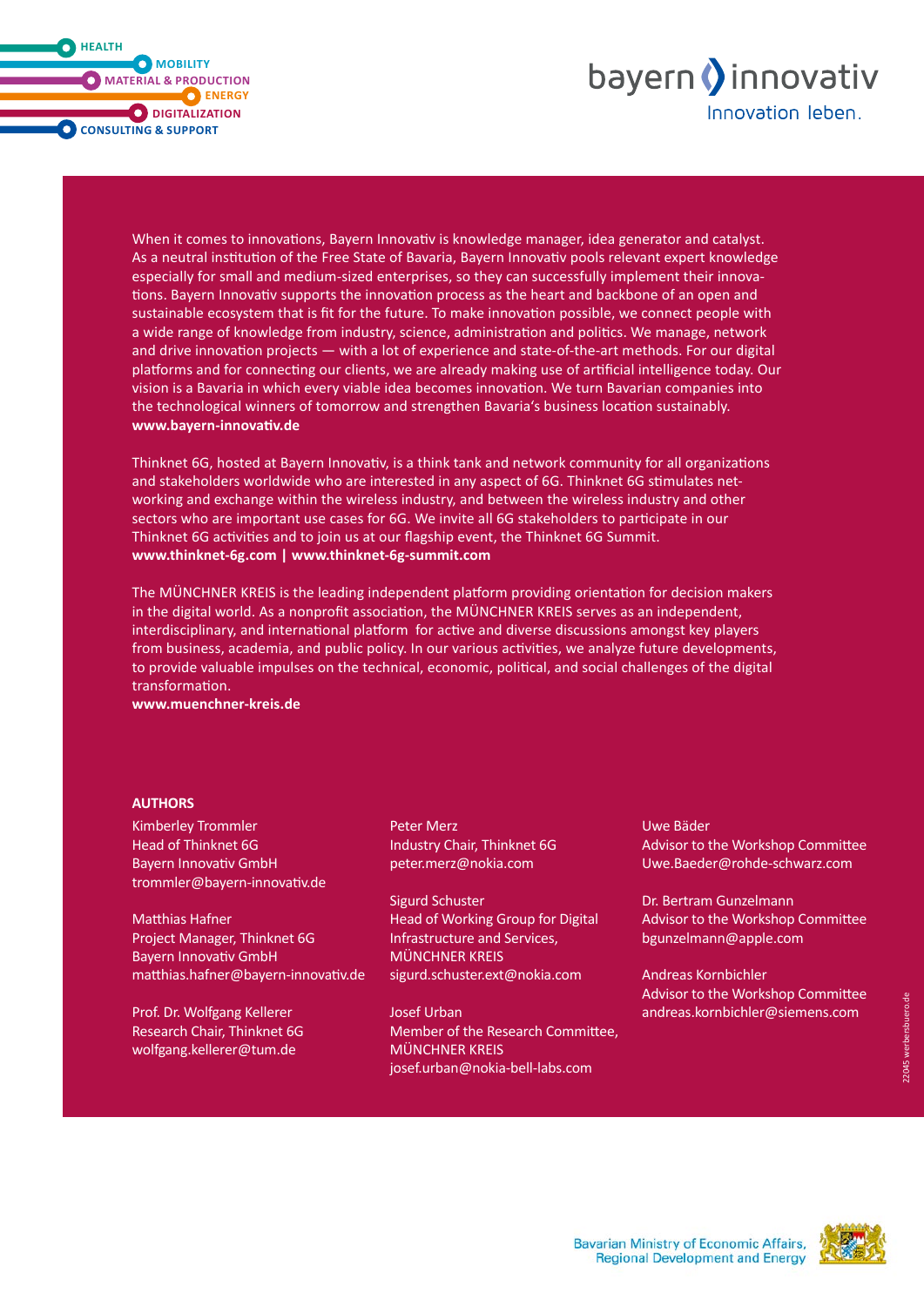HEALTH
MOBILITY
MATERIAL & PRODUCTION
ENERGY
DIGITALIZATION
CONSULTING & SUPPORT

bayern innovativ
Innovation leben.

When it comes to innovations, Bayern Innovativ is knowledge manager, idea generator and catalyst. As a neutral institution of the Free State of Bavaria, Bayern Innovativ pools relevant expert knowledge especially for small and medium-sized enterprises, so they can successfully implement their innovations. Bayern Innovativ supports the innovation process as the heart and backbone of an open and sustainable ecosystem that is fit for the future. To make innovation possible, we connect people with a wide range of knowledge from industry, science, administration and politics. We manage, network and drive innovation projects — with a lot of experience and state-of-the-art methods. For our digital platforms and for connecting our clients, we are already making use of artificial intelligence today. Our vision is a Bavaria in which every viable idea becomes innovation. We turn Bavarian companies into the technological winners of tomorrow and strengthen Bavaria's business location sustainably.
**www.bayern-innovativ.de**

Thinknet 6G, hosted at Bayern Innovativ, is a think tank and network community for all organizations and stakeholders worldwide who are interested in any aspect of 6G. Thinknet 6G stimulates networking and exchange within the wireless industry, and between the wireless industry and other sectors who are important use cases for 6G. We invite all 6G stakeholders to participate in our Thinknet 6G activities and to join us at our flagship event, the Thinknet 6G Summit.
**www.thinknet-6g.com | www.thinknet-6g-summit.com**

The MÜNCHNER KREIS is the leading independent platform providing orientation for decision makers in the digital world. As a nonprofit association, the MÜNCHNER KREIS serves as an independent, interdisciplinary, and international platform for active and diverse discussions amongst key players from business, academia, and public policy. In our various activities, we analyze future developments, to provide valuable impulses on the technical, economic, political, and social challenges of the digital transformation.
**www.muenchner-kreis.de**

**AUTHORS**

Kimberley Trommler
Head of Thinknet 6G
Bayern Innovativ GmbH
trommler@bayern-innovativ.de

Matthias Hafner
Project Manager, Thinknet 6G
Bayern Innovativ GmbH
matthias.hafner@bayern-innovativ.de

Prof. Dr. Wolfgang Kellerer
Research Chair, Thinknet 6G
wolfgang.kellerer@tum.de

Peter Merz
Industry Chair, Thinknet 6G
peter.merz@nokia.com

Sigurd Schuster
Head of Working Group for Digital Infrastructure and Services,
MÜNCHNER KREIS
sigurd.schuster.ext@nokia.com

Josef Urban
Member of the Research Committee,
MÜNCHNER KREIS
josef.urban@nokia-bell-labs.com

Uwe Bäder
Advisor to the Workshop Committee
Uwe.Baeder@rohde-schwarz.com

Dr. Bertram Gunzelmann
Advisor to the Workshop Committee
bgunzelmann@apple.com

Andreas Kornbichler
Advisor to the Workshop Committee
andreas.kornbichler@siemens.com

22045 werbersbuero.de

Bavarian Ministry of Economic Affairs,
Regional Development and Energy